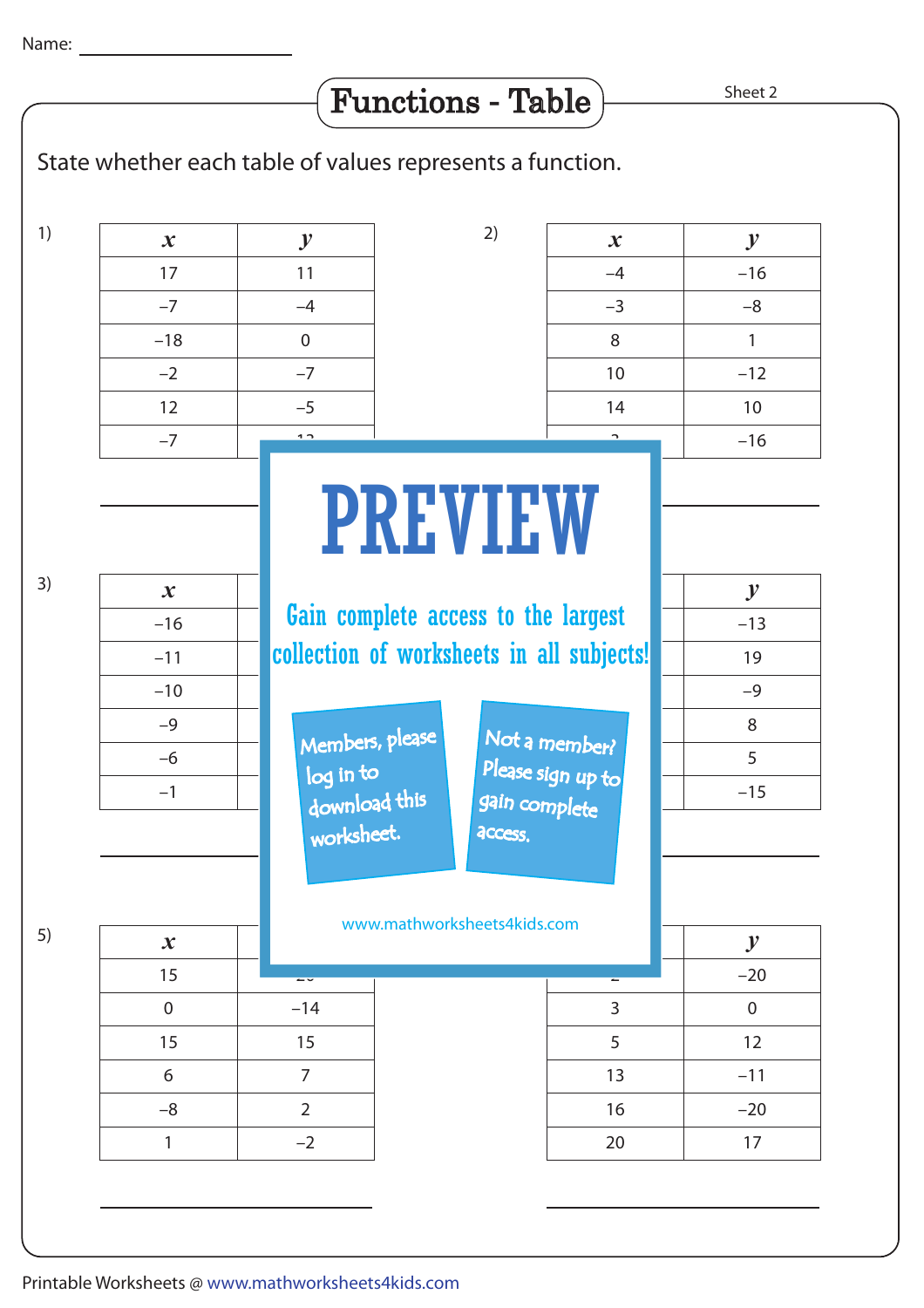Name: ____________________

# Functions - Table

Sheet 2

State whether each table of values represents a function.

1)

| $x$ | $y$ |
|---|---|
| 17 | 11 |
| –7 | –4 |
| –18 | 0 |
| –2 | –7 |
| 12 | –5 |
| –7 | |

2)

| $x$ | $y$ |
|---|---|
| –4 | –16 |
| –3 | –8 |
| 8 | 1 |
| 10 | –12 |
| 14 | 10 |
| | –16 |

PREVIEW

Gain complete access to the largest collection of worksheets in all subjects!

Members, please log in to download this worksheet.

Not a member? Please sign up to gain complete access.

www.mathworksheets4kids.com

3)

| $x$ | $y$ |
|---|---|
| –16 | |
| –11 | |
| –10 | |
| –9 | |
| –6 | |
| –1 | |

4)

| $x$ | $y$ |
|---|---|
| | –13 |
| | 19 |
| | –9 |
| | 8 |
| | 5 |
| | –15 |

5)

| $x$ | $y$ |
|---|---|
| 15 | |
| 0 | –14 |
| 15 | 15 |
| 6 | 7 |
| –8 | 2 |
| 1 | –2 |

6)

| $x$ | $y$ |
|---|---|
| | –20 |
| 3 | 0 |
| 5 | 12 |
| 13 | –11 |
| 16 | –20 |
| 20 | 17 |

Printable Worksheets @ www.mathworksheets4kids.com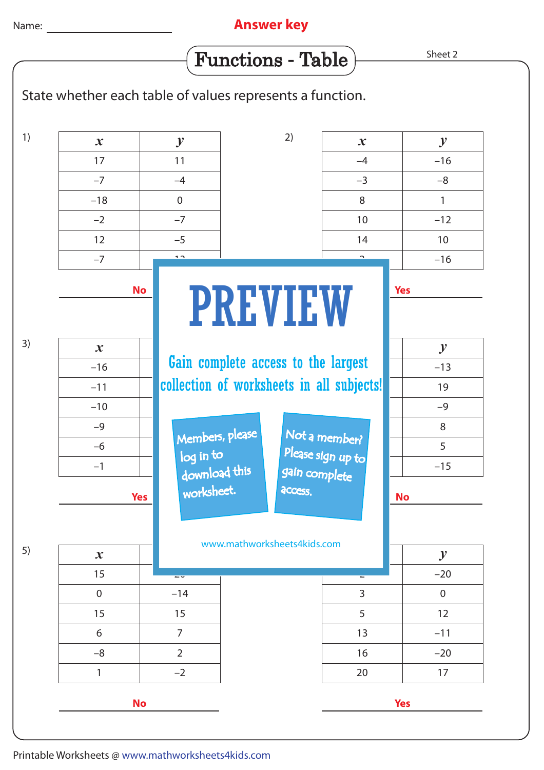Name: ____________________ **Answer key**

# Functions - Table

Sheet 2

State whether each table of values represents a function.

1)

| $x$ | $y$ |
|---|---|
| 17 | 11 |
| −7 | −4 |
| −18 | 0 |
| −2 | −7 |
| 12 | −5 |
| −7 | 13 |

**No**

2)

| $x$ | $y$ |
|---|---|
| −4 | −16 |
| −3 | −8 |
| 8 | 1 |
| 10 | −12 |
| 14 | 10 |
| 2 | −16 |

**Yes**

3)

| $x$ | |
|---|---|
| −16 | |
| −11 | |
| −10 | |
| −9 | |
| −6 | |
| −1 | |

**Yes**

4)

| | $y$ |
|---|---|
| | −13 |
| | 19 |
| | −9 |
| | 8 |
| | 5 |
| | −15 |

**No**

5)

| $x$ | |
|---|---|
| 15 | 20 |
| 0 | −14 |
| 15 | 15 |
| 6 | 7 |
| −8 | 2 |
| 1 | −2 |

**No**

6)

| | $y$ |
|---|---|
| 2 | −20 |
| 3 | 0 |
| 5 | 12 |
| 13 | −11 |
| 16 | −20 |
| 20 | 17 |

**Yes**

PREVIEW

Gain complete access to the largest collection of worksheets in all subjects!

Members, please log in to download this worksheet.

Not a member? Please sign up to gain complete access.

www.mathworksheets4kids.com

Printable Worksheets @ www.mathworksheets4kids.com